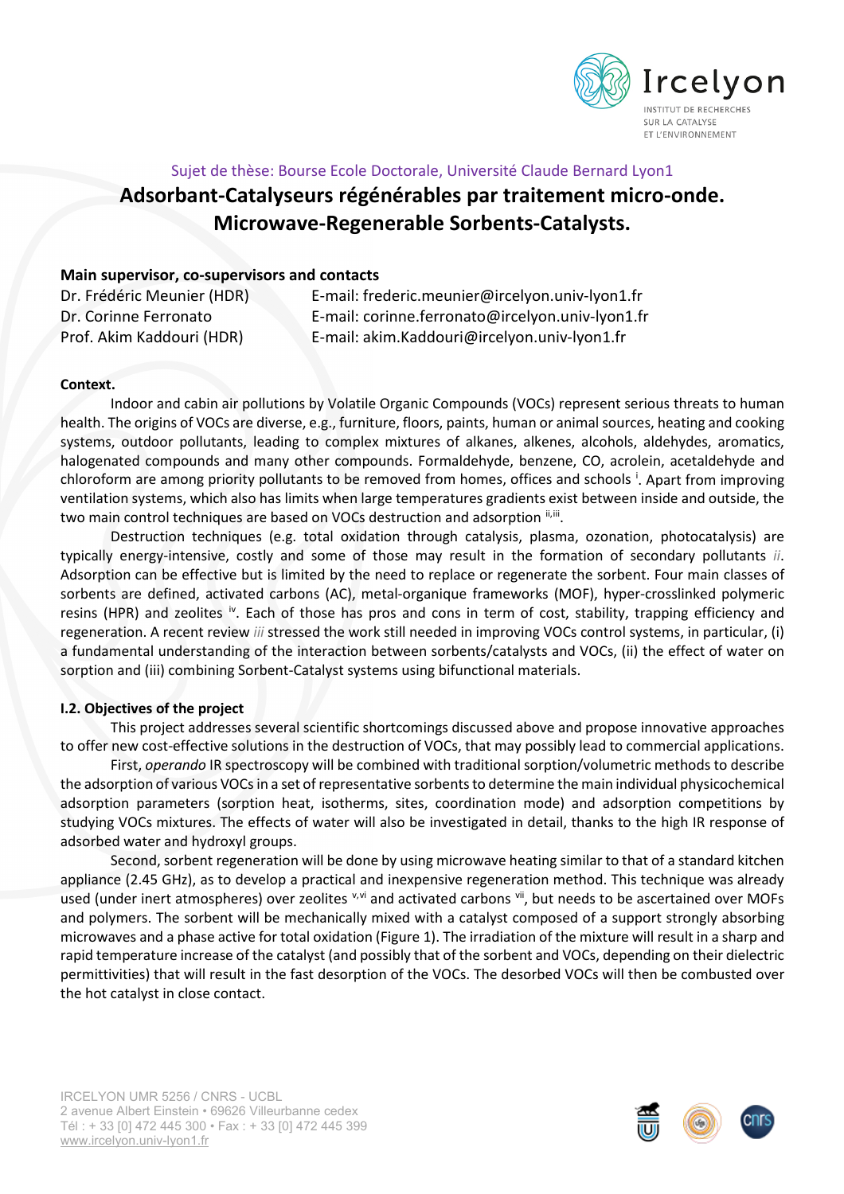Sujet de thèse: Bourse Ecole Doctorale, Université Claude Bernard Lyon1

# Adsorbant-Catalyseurs régénérables par traitement micro-onde. Microwave-Regenerable Sorbents-Catalysts.

**Main supervisor, co-supervisors and contacts**

Dr. Frédéric Meunier (HDR) E-mail: frederic.meunier@ircelyon.univ-lyon1.fr
Dr. Corinne Ferronato E-mail: corinne.ferronato@ircelyon.univ-lyon1.fr
Prof. Akim Kaddouri (HDR) E-mail: akim.Kaddouri@ircelyon.univ-lyon1.fr

**Context.**

Indoor and cabin air pollutions by Volatile Organic Compounds (VOCs) represent serious threats to human health. The origins of VOCs are diverse, e.g., furniture, floors, paints, human or animal sources, heating and cooking systems, outdoor pollutants, leading to complex mixtures of alkanes, alkenes, alcohols, aldehydes, aromatics, halogenated compounds and many other compounds. Formaldehyde, benzene, CO, acrolein, acetaldehyde and chloroform are among priority pollutants to be removed from homes, offices and schools [i]. Apart from improving ventilation systems, which also has limits when large temperatures gradients exist between inside and outside, the two main control techniques are based on VOCs destruction and adsorption [ii,iii].

Destruction techniques (e.g. total oxidation through catalysis, plasma, ozonation, photocatalysis) are typically energy-intensive, costly and some of those may result in the formation of secondary pollutants *ii*. Adsorption can be effective but is limited by the need to replace or regenerate the sorbent. Four main classes of sorbents are defined, activated carbons (AC), metal-organique frameworks (MOF), hyper-crosslinked polymeric resins (HPR) and zeolites [iv]. Each of those has pros and cons in term of cost, stability, trapping efficiency and regeneration. A recent review *iii* stressed the work still needed in improving VOCs control systems, in particular, (i) a fundamental understanding of the interaction between sorbents/catalysts and VOCs, (ii) the effect of water on sorption and (iii) combining Sorbent-Catalyst systems using bifunctional materials.

**I.2. Objectives of the project**

This project addresses several scientific shortcomings discussed above and propose innovative approaches to offer new cost-effective solutions in the destruction of VOCs, that may possibly lead to commercial applications.

First, *operando* IR spectroscopy will be combined with traditional sorption/volumetric methods to describe the adsorption of various VOCs in a set of representative sorbents to determine the main individual physicochemical adsorption parameters (sorption heat, isotherms, sites, coordination mode) and adsorption competitions by studying VOCs mixtures. The effects of water will also be investigated in detail, thanks to the high IR response of adsorbed water and hydroxyl groups.

Second, sorbent regeneration will be done by using microwave heating similar to that of a standard kitchen appliance (2.45 GHz), as to develop a practical and inexpensive regeneration method. This technique was already used (under inert atmospheres) over zeolites [v,vi] and activated carbons [vii], but needs to be ascertained over MOFs and polymers. The sorbent will be mechanically mixed with a catalyst composed of a support strongly absorbing microwaves and a phase active for total oxidation (Figure 1). The irradiation of the mixture will result in a sharp and rapid temperature increase of the catalyst (and possibly that of the sorbent and VOCs, depending on their dielectric permittivities) that will result in the fast desorption of the VOCs. The desorbed VOCs will then be combusted over the hot catalyst in close contact.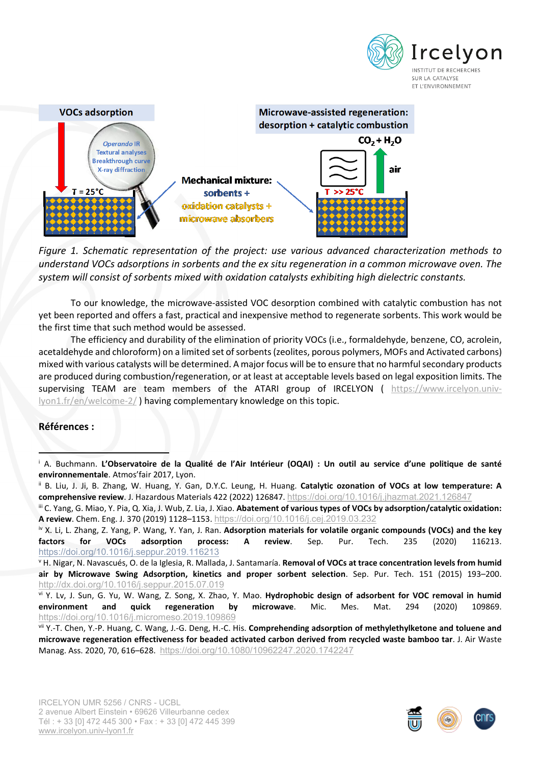VOCs adsorption

*Operando* IR
Textural analyses
Breakthrough curve
X-ray diffraction

T = 25°C

Mechanical mixture:
sorbents +
oxidation catalysts +
microwave absorbers

Microwave-assisted regeneration:
desorption + catalytic combustion

$CO_2 + H_2O$

air

T >> 25°C

*Figure 1. Schematic representation of the project: use various advanced characterization methods to understand VOCs adsorptions in sorbents and the ex situ regeneration in a common microwave oven. The system will consist of sorbents mixed with oxidation catalysts exhibiting high dielectric constants.*

To our knowledge, the microwave-assisted VOC desorption combined with catalytic combustion has not yet been reported and offers a fast, practical and inexpensive method to regenerate sorbents. This work would be the first time that such method would be assessed.

The efficiency and durability of the elimination of priority VOCs (i.e., formaldehyde, benzene, CO, acrolein, acetaldehyde and chloroform) on a limited set of sorbents (zeolites, porous polymers, MOFs and Activated carbons) mixed with various catalysts will be determined. A major focus will be to ensure that no harmful secondary products are produced during combustion/regeneration, or at least at acceptable levels based on legal exposition limits. The supervising TEAM are team members of the ATARI group of IRCELYON ( https://www.ircelyon.univ-lyon1.fr/en/welcome-2/ ) having complementary knowledge on this topic.

**Références :**

---

[i] A. Buchmann. **L'Observatoire de la Qualité de l'Air Intérieur (OQAI) : Un outil au service d'une politique de santé environnementale**. Atmos'fair 2017, Lyon.

[ii] B. Liu, J. Ji, B. Zhang, W. Huang, Y. Gan, D.Y.C. Leung, H. Huang. **Catalytic ozonation of VOCs at low temperature: A comprehensive review**. J. Hazardous Materials 422 (2022) 126847. https://doi.org/10.1016/j.jhazmat.2021.126847

[iii] C. Yang, G. Miao, Y. Pia, Q. Xia, J. Wub, Z. Lia, J. Xiao. **Abatement of various types of VOCs by adsorption/catalytic oxidation: A review**. Chem. Eng. J. 370 (2019) 1128–1153. https://doi.org/10.1016/j.cej.2019.03.232

[iv] X. Li, L. Zhang, Z. Yang, P. Wang, Y. Yan, J. Ran. **Adsorption materials for volatile organic compounds (VOCs) and the key factors for VOCs adsorption process: A review**. Sep. Pur. Tech. 235 (2020) 116213. https://doi.org/10.1016/j.seppur.2019.116213

[v] H. Nigar, N. Navascués, O. de la Iglesia, R. Mallada, J. Santamaría. **Removal of VOCs at trace concentration levels from humid air by Microwave Swing Adsorption, kinetics and proper sorbent selection**. Sep. Pur. Tech. 151 (2015) 193–200. http://dx.doi.org/10.1016/j.seppur.2015.07.019

[vi] Y. Lv, J. Sun, G. Yu, W. Wang, Z. Song, X. Zhao, Y. Mao. **Hydrophobic design of adsorbent for VOC removal in humid environment and quick regeneration by microwave**. Mic. Mes. Mat. 294 (2020) 109869. https://doi.org/10.1016/j.micromeso.2019.109869

[vii] Y.-T. Chen, Y.-P. Huang, C. Wang, J.-G. Deng, H.-C. His. **Comprehending adsorption of methylethylketone and toluene and microwave regeneration effectiveness for beaded activated carbon derived from recycled waste bamboo tar**. J. Air Waste Manag. Ass. 2020, 70, 616–628. https://doi.org/10.1080/10962247.2020.1742247